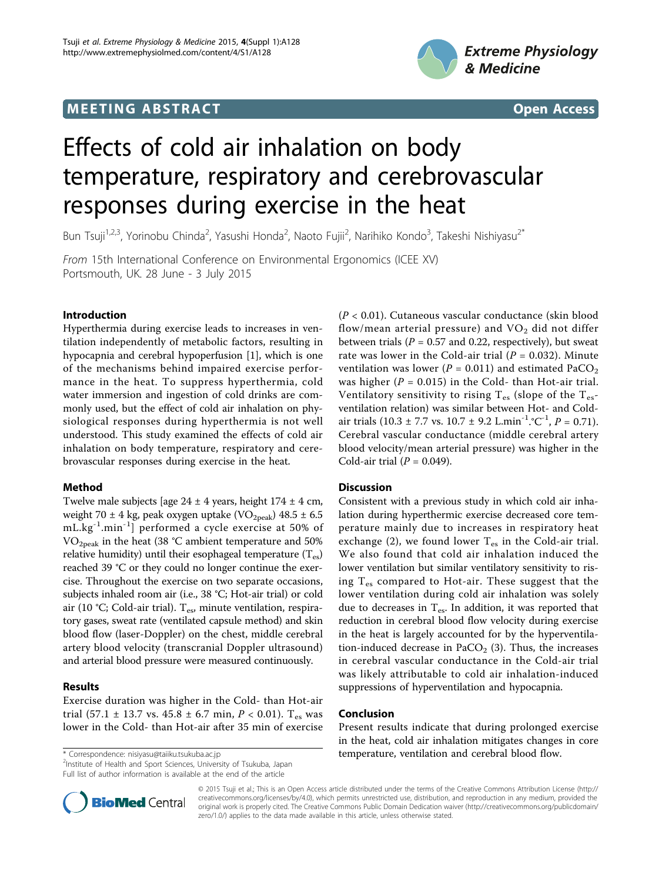MEETING ABSTRACT

Open Access

# Effects of cold air inhalation on body temperature, respiratory and cerebrovascular responses during exercise in the heat

Bun Tsuji[1,2,3], Yorinobu Chinda[2], Yasushi Honda[2], Naoto Fujii[2], Narihiko Kondo[3], Takeshi Nishiyasu[2*]

*From* 15th International Conference on Environmental Ergonomics (ICEE XV)
Portsmouth, UK. 28 June - 3 July 2015

## Introduction

Hyperthermia during exercise leads to increases in ventilation independently of metabolic factors, resulting in hypocapnia and cerebral hypoperfusion [1], which is one of the mechanisms behind impaired exercise performance in the heat. To suppress hyperthermia, cold water immersion and ingestion of cold drinks are commonly used, but the effect of cold air inhalation on physiological responses during hyperthermia is not well understood. This study examined the effects of cold air inhalation on body temperature, respiratory and cerebrovascular responses during exercise in the heat.

## Method

Twelve male subjects [age 24 ± 4 years, height 174 ± 4 cm, weight 70 ± 4 kg, peak oxygen uptake ($VO_{2peak}$) 48.5 ± 6.5 $mL.kg^{-1}.min^{-1}$] performed a cycle exercise at 50% of $VO_{2peak}$ in the heat (38 °C ambient temperature and 50% relative humidity) until their esophageal temperature ($T_{es}$) reached 39 °C or they could no longer continue the exercise. Throughout the exercise on two separate occasions, subjects inhaled room air (i.e., 38 °C; Hot-air trial) or cold air (10 °C; Cold-air trial). $T_{es}$, minute ventilation, respiratory gases, sweat rate (ventilated capsule method) and skin blood flow (laser-Doppler) on the chest, middle cerebral artery blood velocity (transcranial Doppler ultrasound) and arterial blood pressure were measured continuously.

## Results

Exercise duration was higher in the Cold- than Hot-air trial (57.1 ± 13.7 vs. 45.8 ± 6.7 min, $P < 0.01$). $T_{es}$ was lower in the Cold- than Hot-air after 35 min of exercise ($P < 0.01$). Cutaneous vascular conductance (skin blood flow/mean arterial pressure) and $VO_2$ did not differ between trials ($P = 0.57$ and 0.22, respectively), but sweat rate was lower in the Cold-air trial ($P = 0.032$). Minute ventilation was lower ($P = 0.011$) and estimated $PaCO_2$ was higher ($P = 0.015$) in the Cold- than Hot-air trial. Ventilatory sensitivity to rising $T_{es}$ (slope of the $T_{es}$-ventilation relation) was similar between Hot- and Cold-air trials (10.3 ± 7.7 vs. 10.7 ± 9.2 $L.min^{-1}.°C^{-1}$, $P = 0.71$). Cerebral vascular conductance (middle cerebral artery blood velocity/mean arterial pressure) was higher in the Cold-air trial ($P = 0.049$).

## Discussion

Consistent with a previous study in which cold air inhalation during hyperthermic exercise decreased core temperature mainly due to increases in respiratory heat exchange (2), we found lower $T_{es}$ in the Cold-air trial. We also found that cold air inhalation induced the lower ventilation but similar ventilatory sensitivity to rising $T_{es}$ compared to Hot-air. These suggest that the lower ventilation during cold air inhalation was solely due to decreases in $T_{es}$. In addition, it was reported that reduction in cerebral blood flow velocity during exercise in the heat is largely accounted for by the hyperventilation-induced decrease in $PaCO_2$ (3). Thus, the increases in cerebral vascular conductance in the Cold-air trial was likely attributable to cold air inhalation-induced suppressions of hyperventilation and hypocapnia.

## Conclusion

Present results indicate that during prolonged exercise in the heat, cold air inhalation mitigates changes in core temperature, ventilation and cerebral blood flow.

\* Correspondence: nisiyasu@taiiku.tsukuba.ac.jp
[2]Institute of Health and Sport Sciences, University of Tsukuba, Japan
Full list of author information is available at the end of the article

© 2015 Tsuji et al.; This is an Open Access article distributed under the terms of the Creative Commons Attribution License (http://creativecommons.org/licenses/by/4.0), which permits unrestricted use, distribution, and reproduction in any medium, provided the original work is properly cited. The Creative Commons Public Domain Dedication waiver (http://creativecommons.org/publicdomain/zero/1.0/) applies to the data made available in this article, unless otherwise stated.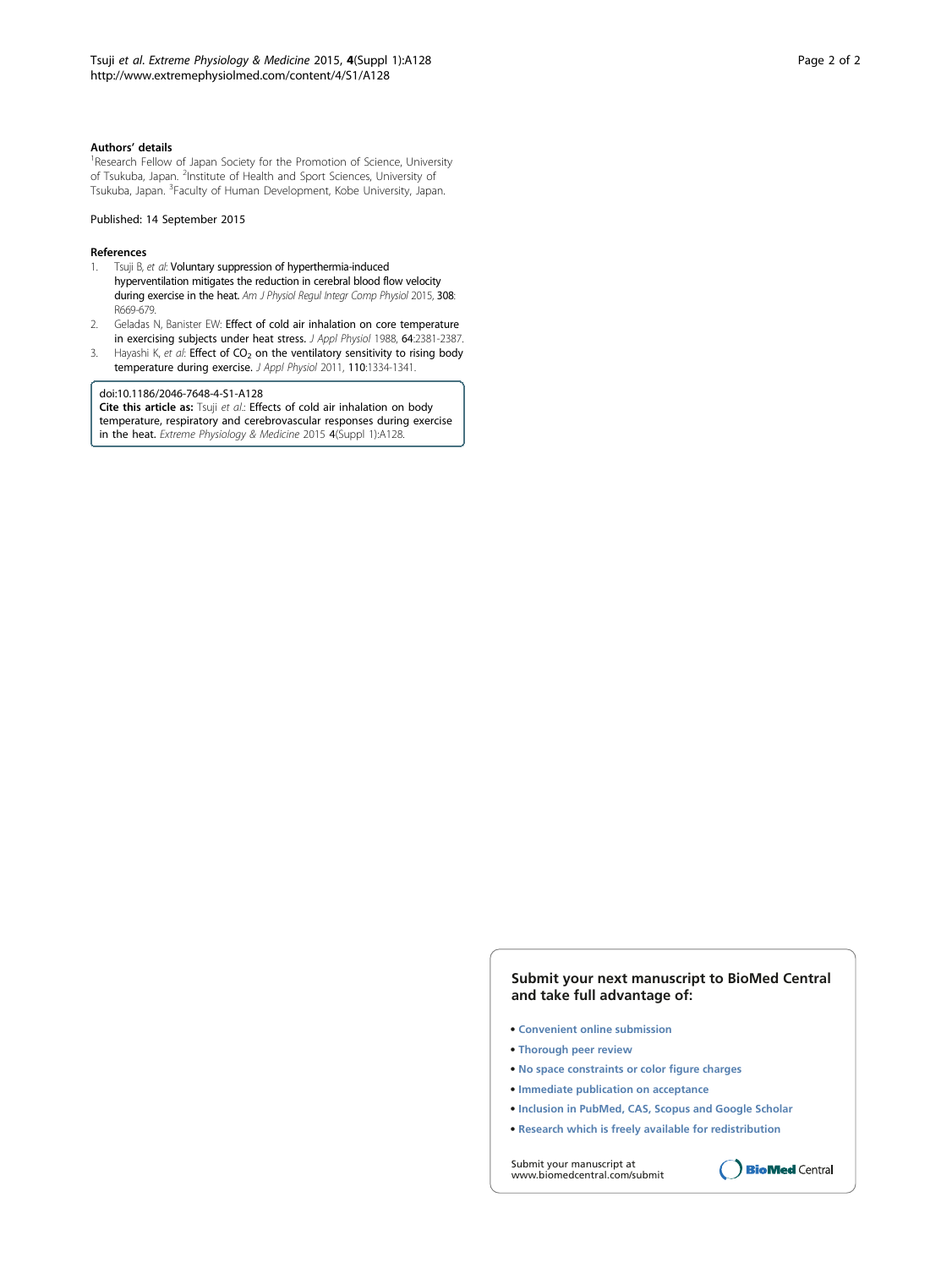### Authors' details

[1]Research Fellow of Japan Society for the Promotion of Science, University of Tsukuba, Japan. [2]Institute of Health and Sport Sciences, University of Tsukuba, Japan. [3]Faculty of Human Development, Kobe University, Japan.

Published: 14 September 2015

### References

1. Tsuji B, *et al*: **Voluntary suppression of hyperthermia-induced hyperventilation mitigates the reduction in cerebral blood flow velocity during exercise in the heat.** *Am J Physiol Regul Integr Comp Physiol* 2015, **308**: R669-679.
2. Geladas N, Banister EW: **Effect of cold air inhalation on core temperature in exercising subjects under heat stress.** *J Appl Physiol* 1988, **64**:2381-2387.
3. Hayashi K, *et al*: **Effect of $CO_2$ on the ventilatory sensitivity to rising body temperature during exercise.** *J Appl Physiol* 2011, **110**:1334-1341.

doi:10.1186/2046-7648-4-S1-A128

**Cite this article as:** Tsuji *et al.*: Effects of cold air inhalation on body temperature, respiratory and cerebrovascular responses during exercise in the heat. *Extreme Physiology & Medicine* 2015 **4**(Suppl 1):A128.

**Submit your next manuscript to BioMed Central and take full advantage of:**

- **Convenient online submission**
- **Thorough peer review**
- **No space constraints or color figure charges**
- **Immediate publication on acceptance**
- **Inclusion in PubMed, CAS, Scopus and Google Scholar**
- **Research which is freely available for redistribution**

Submit your manuscript at www.biomedcentral.com/submit

BioMed Central